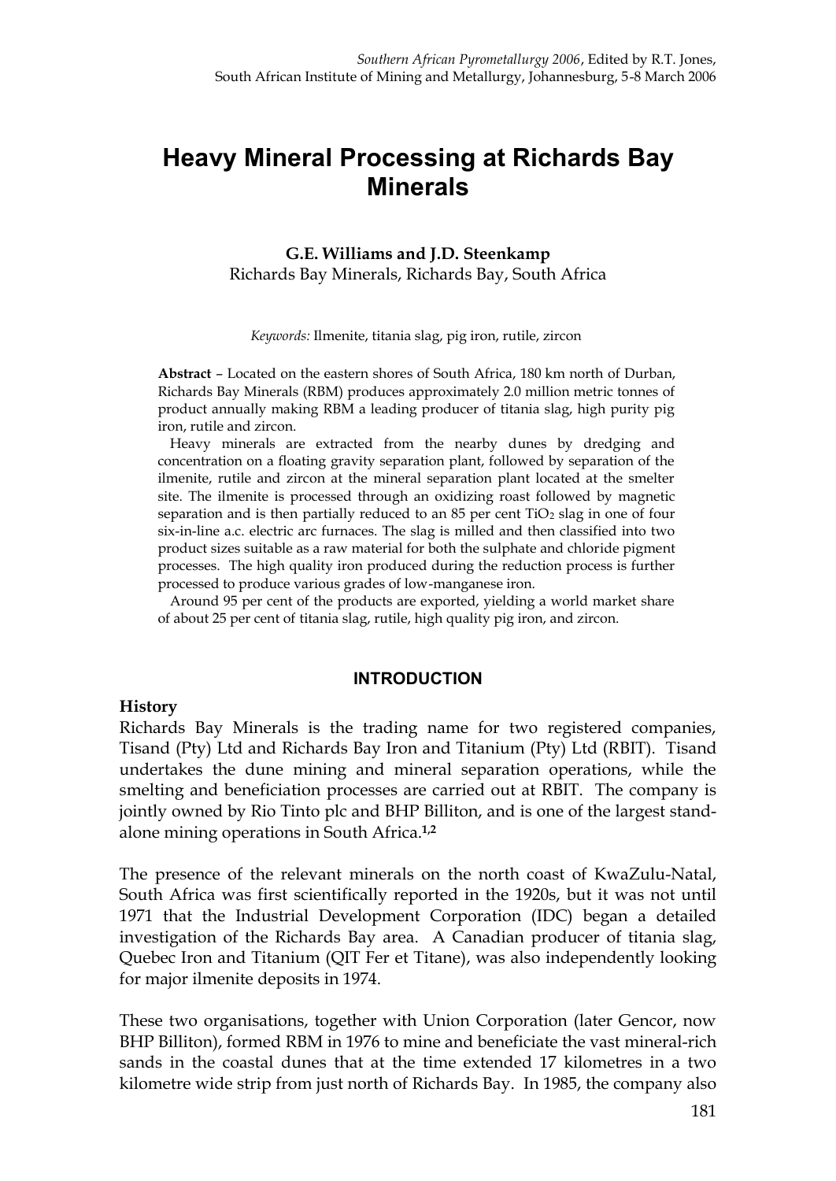# Heavy Mineral Processing at Richards Bay Minerals

**G.E. Williams and J.D. Steenkamp**
Richards Bay Minerals, Richards Bay, South Africa

*Keywords:* Ilmenite, titania slag, pig iron, rutile, zircon

**Abstract** – Located on the eastern shores of South Africa, 180 km north of Durban, Richards Bay Minerals (RBM) produces approximately 2.0 million metric tonnes of product annually making RBM a leading producer of titania slag, high purity pig iron, rutile and zircon.

Heavy minerals are extracted from the nearby dunes by dredging and concentration on a floating gravity separation plant, followed by separation of the ilmenite, rutile and zircon at the mineral separation plant located at the smelter site. The ilmenite is processed through an oxidizing roast followed by magnetic separation and is then partially reduced to an 85 per cent $TiO_2$ slag in one of four six-in-line a.c. electric arc furnaces. The slag is milled and then classified into two product sizes suitable as a raw material for both the sulphate and chloride pigment processes. The high quality iron produced during the reduction process is further processed to produce various grades of low-manganese iron.

Around 95 per cent of the products are exported, yielding a world market share of about 25 per cent of titania slag, rutile, high quality pig iron, and zircon.

## INTRODUCTION

### History

Richards Bay Minerals is the trading name for two registered companies, Tisand (Pty) Ltd and Richards Bay Iron and Titanium (Pty) Ltd (RBIT). Tisand undertakes the dune mining and mineral separation operations, while the smelting and beneficiation processes are carried out at RBIT. The company is jointly owned by Rio Tinto plc and BHP Billiton, and is one of the largest stand-alone mining operations in South Africa.[1,2]

The presence of the relevant minerals on the north coast of KwaZulu-Natal, South Africa was first scientifically reported in the 1920s, but it was not until 1971 that the Industrial Development Corporation (IDC) began a detailed investigation of the Richards Bay area. A Canadian producer of titania slag, Quebec Iron and Titanium (QIT Fer et Titane), was also independently looking for major ilmenite deposits in 1974.

These two organisations, together with Union Corporation (later Gencor, now BHP Billiton), formed RBM in 1976 to mine and beneficiate the vast mineral-rich sands in the coastal dunes that at the time extended 17 kilometres in a two kilometre wide strip from just north of Richards Bay. In 1985, the company also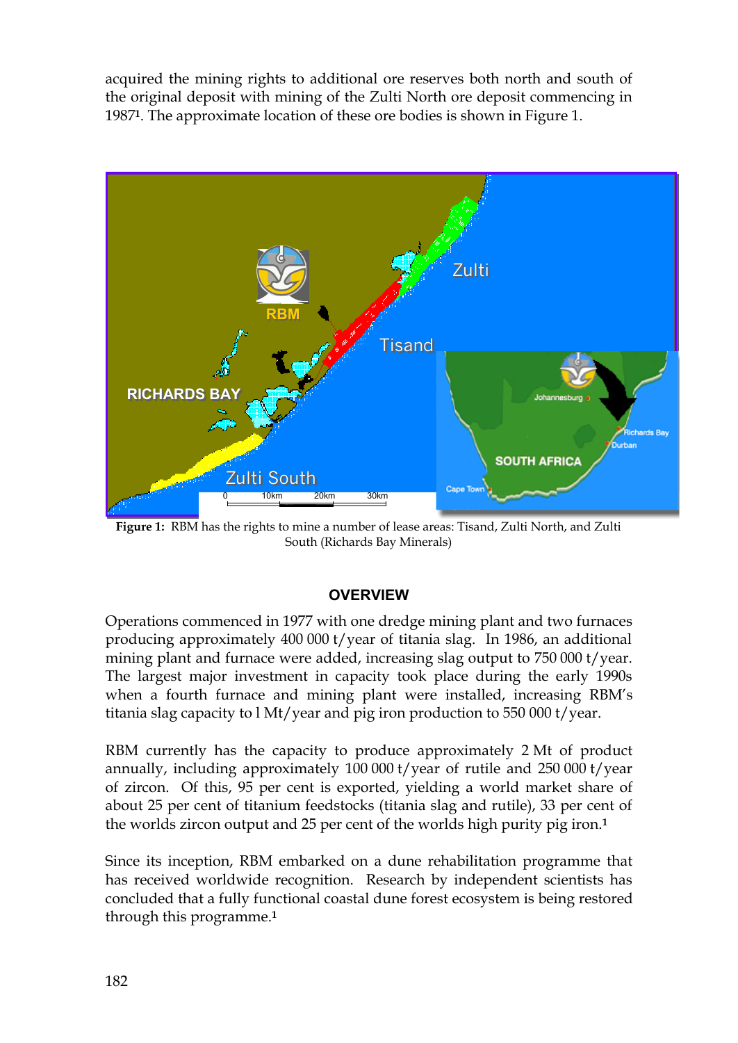acquired the mining rights to additional ore reserves both north and south of the original deposit with mining of the Zulti North ore deposit commencing in 1987[1]. The approximate location of these ore bodies is shown in Figure 1.

**Figure 1:** RBM has the rights to mine a number of lease areas: Tisand, Zulti North, and Zulti South (Richards Bay Minerals)

## OVERVIEW

Operations commenced in 1977 with one dredge mining plant and two furnaces producing approximately 400 000 t/year of titania slag. In 1986, an additional mining plant and furnace were added, increasing slag output to 750 000 t/year. The largest major investment in capacity took place during the early 1990s when a fourth furnace and mining plant were installed, increasing RBM's titania slag capacity to l Mt/year and pig iron production to 550 000 t/year.

RBM currently has the capacity to produce approximately 2 Mt of product annually, including approximately 100 000 t/year of rutile and 250 000 t/year of zircon. Of this, 95 per cent is exported, yielding a world market share of about 25 per cent of titanium feedstocks (titania slag and rutile), 33 per cent of the worlds zircon output and 25 per cent of the worlds high purity pig iron.[1]

Since its inception, RBM embarked on a dune rehabilitation programme that has received worldwide recognition. Research by independent scientists has concluded that a fully functional coastal dune forest ecosystem is being restored through this programme.[1]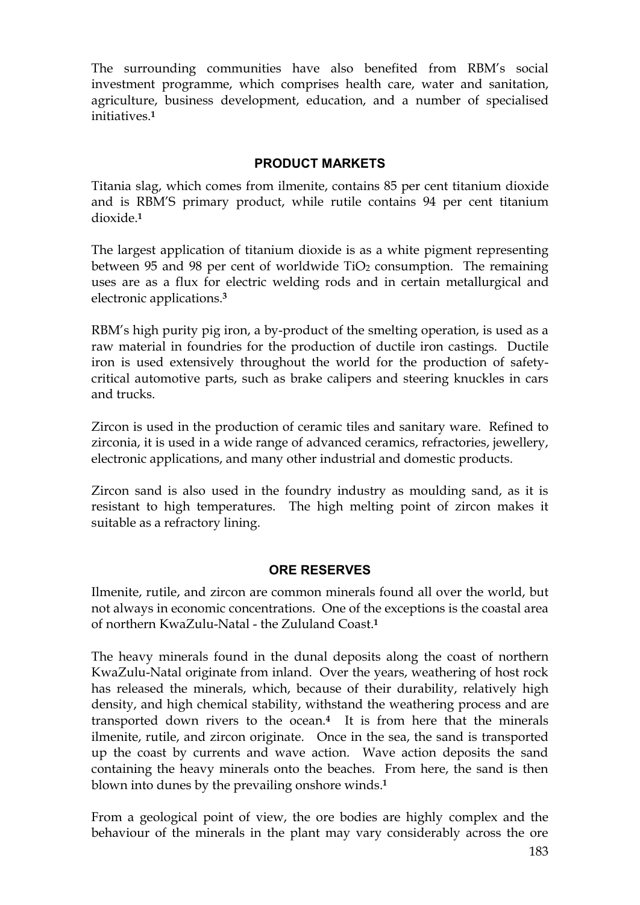The surrounding communities have also benefited from RBM's social investment programme, which comprises health care, water and sanitation, agriculture, business development, education, and a number of specialised initiatives.[1]

## PRODUCT MARKETS

Titania slag, which comes from ilmenite, contains 85 per cent titanium dioxide and is RBM'S primary product, while rutile contains 94 per cent titanium dioxide.[1]

The largest application of titanium dioxide is as a white pigment representing between 95 and 98 per cent of worldwide $TiO_2$ consumption. The remaining uses are as a flux for electric welding rods and in certain metallurgical and electronic applications.[3]

RBM's high purity pig iron, a by-product of the smelting operation, is used as a raw material in foundries for the production of ductile iron castings. Ductile iron is used extensively throughout the world for the production of safety-critical automotive parts, such as brake calipers and steering knuckles in cars and trucks.

Zircon is used in the production of ceramic tiles and sanitary ware. Refined to zirconia, it is used in a wide range of advanced ceramics, refractories, jewellery, electronic applications, and many other industrial and domestic products.

Zircon sand is also used in the foundry industry as moulding sand, as it is resistant to high temperatures. The high melting point of zircon makes it suitable as a refractory lining.

## ORE RESERVES

Ilmenite, rutile, and zircon are common minerals found all over the world, but not always in economic concentrations. One of the exceptions is the coastal area of northern KwaZulu-Natal - the Zululand Coast.[1]

The heavy minerals found in the dunal deposits along the coast of northern KwaZulu-Natal originate from inland. Over the years, weathering of host rock has released the minerals, which, because of their durability, relatively high density, and high chemical stability, withstand the weathering process and are transported down rivers to the ocean.[4] It is from here that the minerals ilmenite, rutile, and zircon originate. Once in the sea, the sand is transported up the coast by currents and wave action. Wave action deposits the sand containing the heavy minerals onto the beaches. From here, the sand is then blown into dunes by the prevailing onshore winds.[1]

From a geological point of view, the ore bodies are highly complex and the behaviour of the minerals in the plant may vary considerably across the ore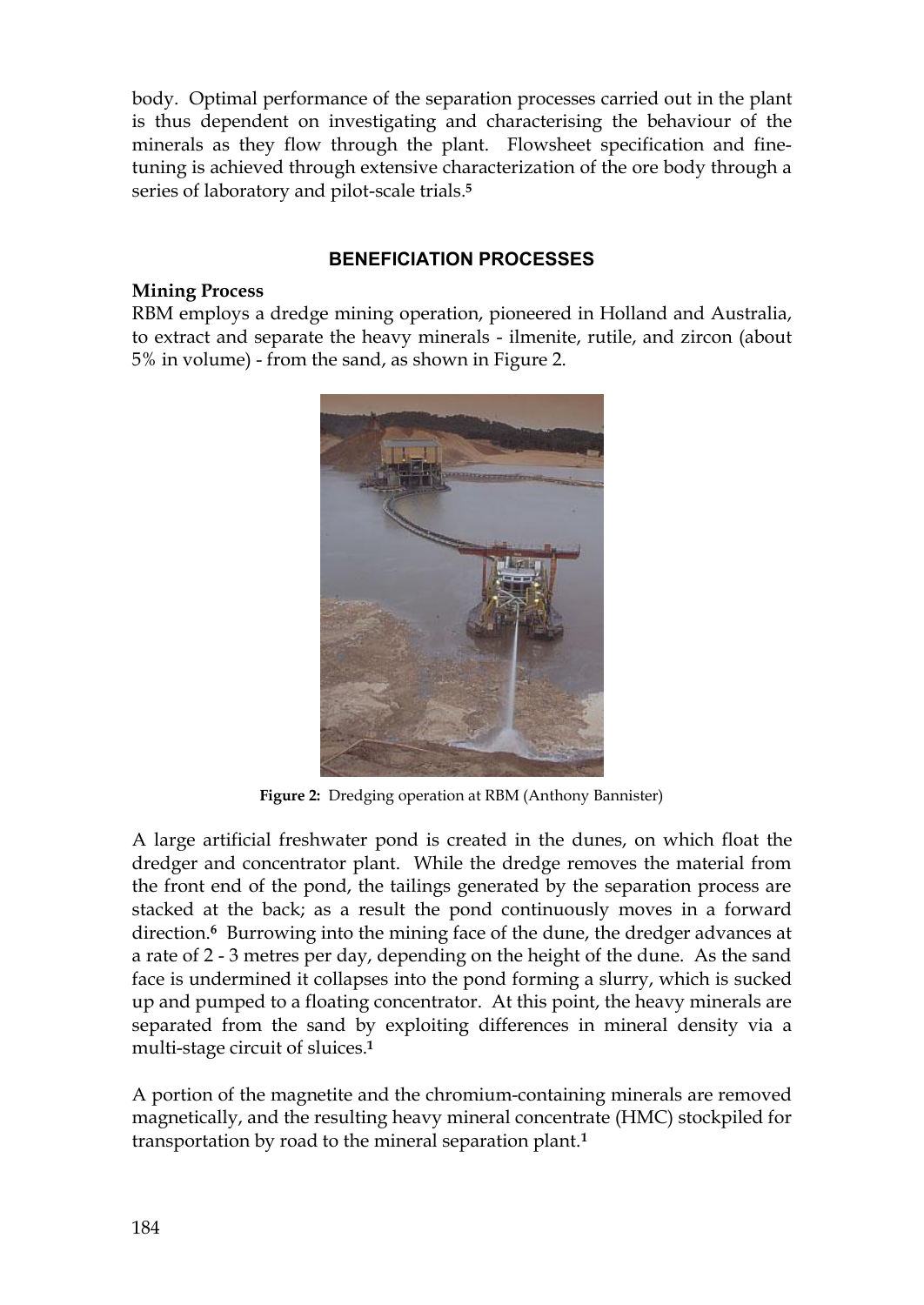body. Optimal performance of the separation processes carried out in the plant is thus dependent on investigating and characterising the behaviour of the minerals as they flow through the plant. Flowsheet specification and fine-tuning is achieved through extensive characterization of the ore body through a series of laboratory and pilot-scale trials.[5]

## BENEFICIATION PROCESSES

### Mining Process

RBM employs a dredge mining operation, pioneered in Holland and Australia, to extract and separate the heavy minerals - ilmenite, rutile, and zircon (about 5% in volume) - from the sand, as shown in Figure 2.

**Figure 2:** Dredging operation at RBM (Anthony Bannister)

A large artificial freshwater pond is created in the dunes, on which float the dredger and concentrator plant. While the dredge removes the material from the front end of the pond, the tailings generated by the separation process are stacked at the back; as a result the pond continuously moves in a forward direction.[6] Burrowing into the mining face of the dune, the dredger advances at a rate of 2 - 3 metres per day, depending on the height of the dune. As the sand face is undermined it collapses into the pond forming a slurry, which is sucked up and pumped to a floating concentrator. At this point, the heavy minerals are separated from the sand by exploiting differences in mineral density via a multi-stage circuit of sluices.[1]

A portion of the magnetite and the chromium-containing minerals are removed magnetically, and the resulting heavy mineral concentrate (HMC) stockpiled for transportation by road to the mineral separation plant.[1]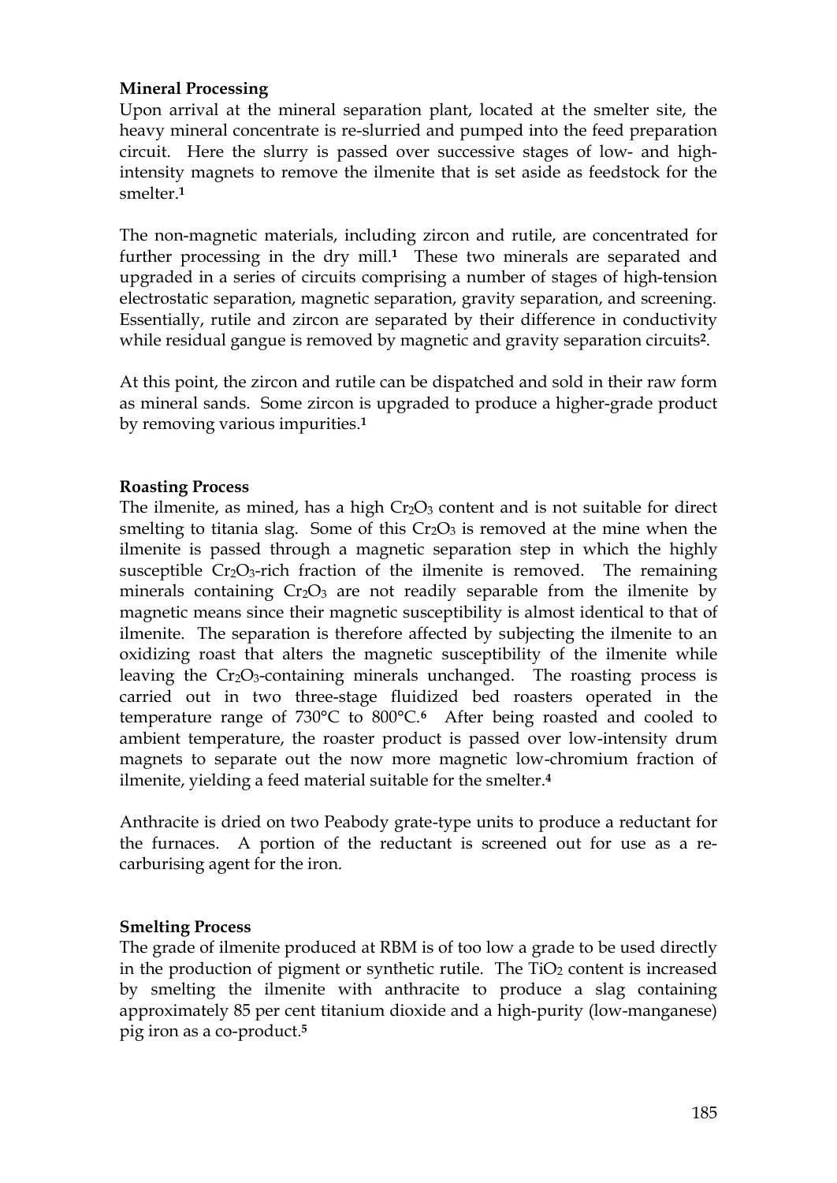**Mineral Processing**

Upon arrival at the mineral separation plant, located at the smelter site, the heavy mineral concentrate is re-slurried and pumped into the feed preparation circuit. Here the slurry is passed over successive stages of low- and high-intensity magnets to remove the ilmenite that is set aside as feedstock for the smelter.[1]

The non-magnetic materials, including zircon and rutile, are concentrated for further processing in the dry mill.[1] These two minerals are separated and upgraded in a series of circuits comprising a number of stages of high-tension electrostatic separation, magnetic separation, gravity separation, and screening. Essentially, rutile and zircon are separated by their difference in conductivity while residual gangue is removed by magnetic and gravity separation circuits[2].

At this point, the zircon and rutile can be dispatched and sold in their raw form as mineral sands. Some zircon is upgraded to produce a higher-grade product by removing various impurities.[1]

**Roasting Process**

The ilmenite, as mined, has a high $Cr_2O_3$ content and is not suitable for direct smelting to titania slag. Some of this $Cr_2O_3$ is removed at the mine when the ilmenite is passed through a magnetic separation step in which the highly susceptible $Cr_2O_3$-rich fraction of the ilmenite is removed. The remaining minerals containing $Cr_2O_3$ are not readily separable from the ilmenite by magnetic means since their magnetic susceptibility is almost identical to that of ilmenite. The separation is therefore affected by subjecting the ilmenite to an oxidizing roast that alters the magnetic susceptibility of the ilmenite while leaving the $Cr_2O_3$-containing minerals unchanged. The roasting process is carried out in two three-stage fluidized bed roasters operated in the temperature range of 730°C to 800°C.[6] After being roasted and cooled to ambient temperature, the roaster product is passed over low-intensity drum magnets to separate out the now more magnetic low-chromium fraction of ilmenite, yielding a feed material suitable for the smelter.[4]

Anthracite is dried on two Peabody grate-type units to produce a reductant for the furnaces. A portion of the reductant is screened out for use as a re-carburising agent for the iron.

**Smelting Process**

The grade of ilmenite produced at RBM is of too low a grade to be used directly in the production of pigment or synthetic rutile. The $TiO_2$ content is increased by smelting the ilmenite with anthracite to produce a slag containing approximately 85 per cent titanium dioxide and a high-purity (low-manganese) pig iron as a co-product.[5]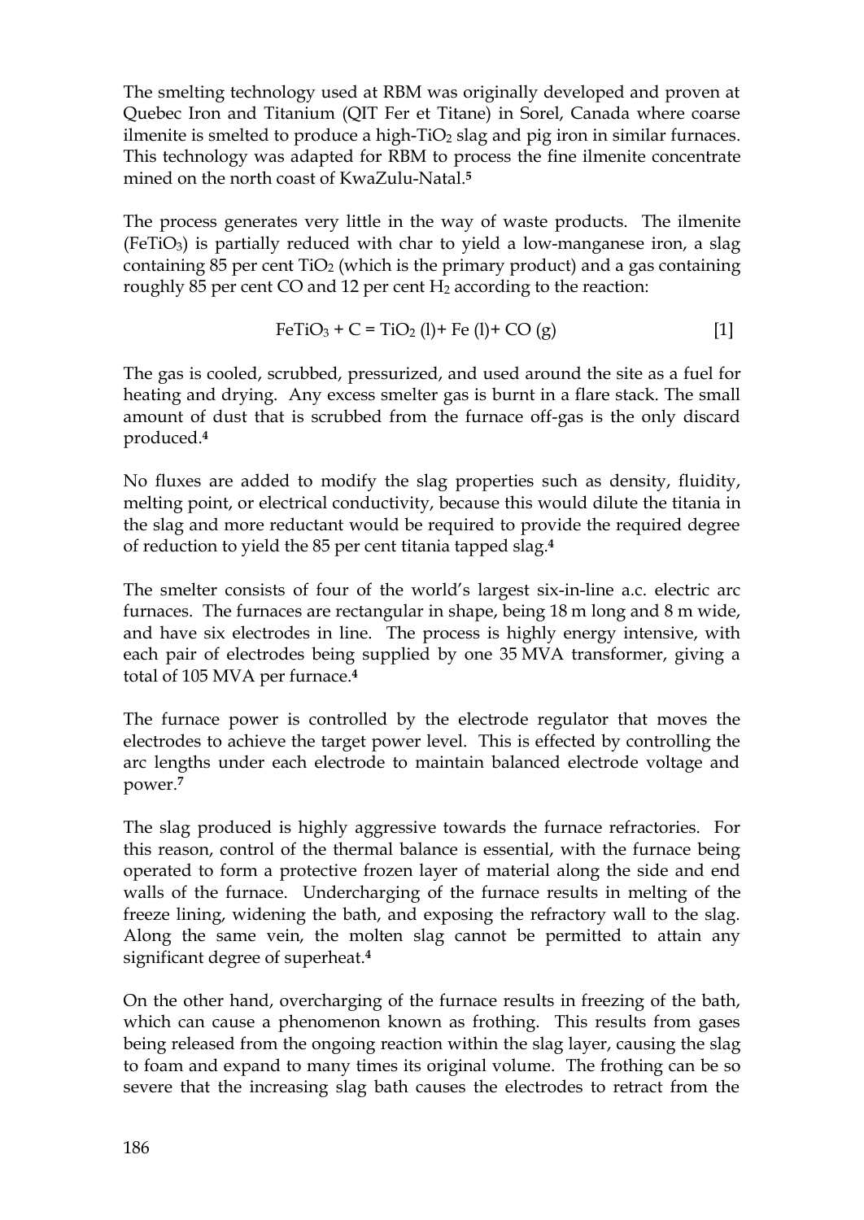The smelting technology used at RBM was originally developed and proven at Quebec Iron and Titanium (QIT Fer et Titane) in Sorel, Canada where coarse ilmenite is smelted to produce a high-$TiO_2$ slag and pig iron in similar furnaces. This technology was adapted for RBM to process the fine ilmenite concentrate mined on the north coast of KwaZulu-Natal.[5]

The process generates very little in the way of waste products. The ilmenite ($FeTiO_3$) is partially reduced with char to yield a low-manganese iron, a slag containing 85 per cent $TiO_2$ (which is the primary product) and a gas containing roughly 85 per cent CO and 12 per cent $H_2$ according to the reaction:

$$FeTiO_3 + C = TiO_2\,(l) + Fe\,(l) + CO\,(g) \qquad [1]$$

The gas is cooled, scrubbed, pressurized, and used around the site as a fuel for heating and drying. Any excess smelter gas is burnt in a flare stack. The small amount of dust that is scrubbed from the furnace off-gas is the only discard produced.[4]

No fluxes are added to modify the slag properties such as density, fluidity, melting point, or electrical conductivity, because this would dilute the titania in the slag and more reductant would be required to provide the required degree of reduction to yield the 85 per cent titania tapped slag.[4]

The smelter consists of four of the world's largest six-in-line a.c. electric arc furnaces. The furnaces are rectangular in shape, being 18 m long and 8 m wide, and have six electrodes in line. The process is highly energy intensive, with each pair of electrodes being supplied by one 35 MVA transformer, giving a total of 105 MVA per furnace.[4]

The furnace power is controlled by the electrode regulator that moves the electrodes to achieve the target power level. This is effected by controlling the arc lengths under each electrode to maintain balanced electrode voltage and power.[7]

The slag produced is highly aggressive towards the furnace refractories. For this reason, control of the thermal balance is essential, with the furnace being operated to form a protective frozen layer of material along the side and end walls of the furnace. Undercharging of the furnace results in melting of the freeze lining, widening the bath, and exposing the refractory wall to the slag. Along the same vein, the molten slag cannot be permitted to attain any significant degree of superheat.[4]

On the other hand, overcharging of the furnace results in freezing of the bath, which can cause a phenomenon known as frothing. This results from gases being released from the ongoing reaction within the slag layer, causing the slag to foam and expand to many times its original volume. The frothing can be so severe that the increasing slag bath causes the electrodes to retract from the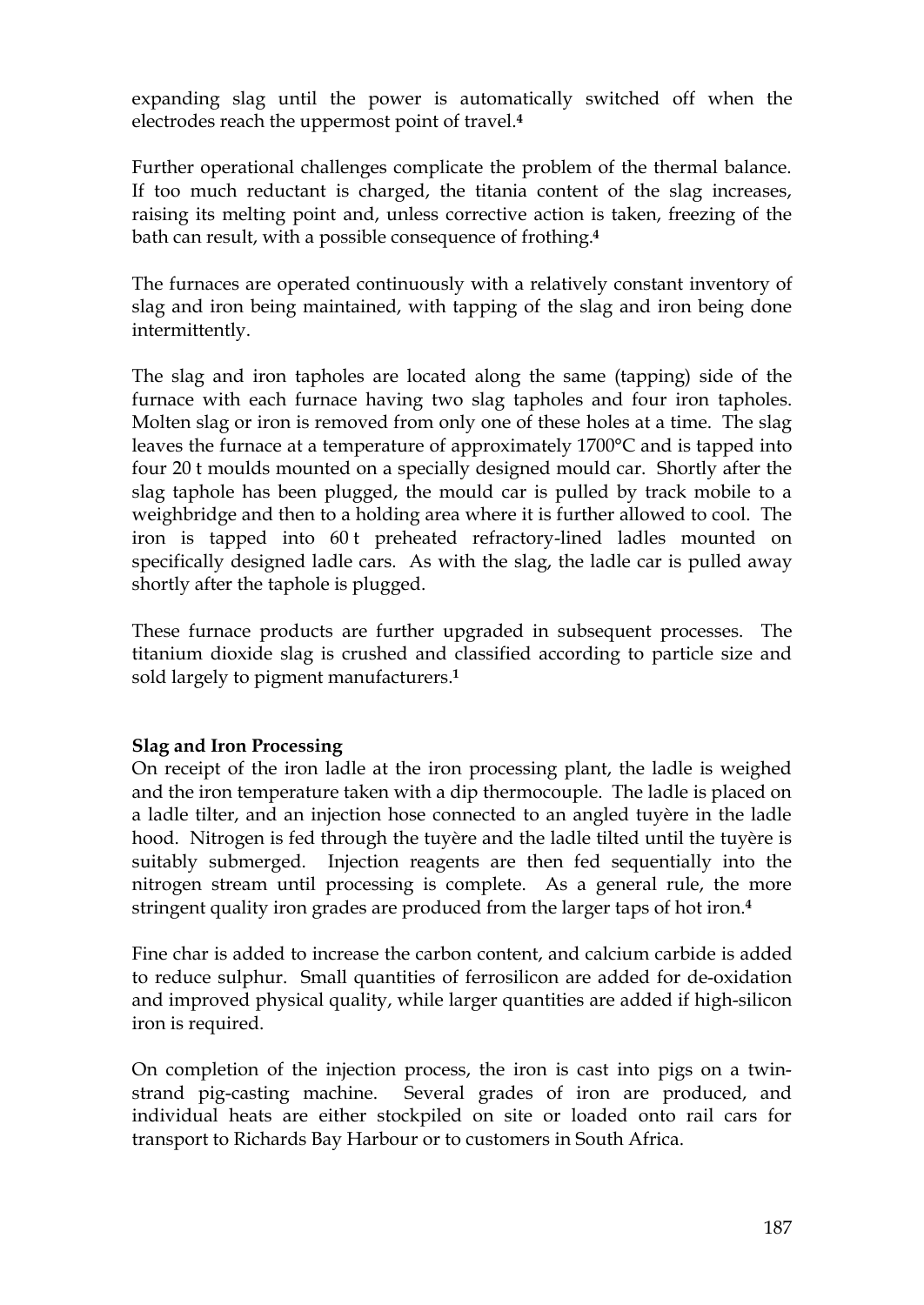expanding slag until the power is automatically switched off when the electrodes reach the uppermost point of travel.[4]

Further operational challenges complicate the problem of the thermal balance. If too much reductant is charged, the titania content of the slag increases, raising its melting point and, unless corrective action is taken, freezing of the bath can result, with a possible consequence of frothing.[4]

The furnaces are operated continuously with a relatively constant inventory of slag and iron being maintained, with tapping of the slag and iron being done intermittently.

The slag and iron tapholes are located along the same (tapping) side of the furnace with each furnace having two slag tapholes and four iron tapholes. Molten slag or iron is removed from only one of these holes at a time. The slag leaves the furnace at a temperature of approximately 1700°C and is tapped into four 20 t moulds mounted on a specially designed mould car. Shortly after the slag taphole has been plugged, the mould car is pulled by track mobile to a weighbridge and then to a holding area where it is further allowed to cool. The iron is tapped into 60 t preheated refractory-lined ladles mounted on specifically designed ladle cars. As with the slag, the ladle car is pulled away shortly after the taphole is plugged.

These furnace products are further upgraded in subsequent processes. The titanium dioxide slag is crushed and classified according to particle size and sold largely to pigment manufacturers.[1]

**Slag and Iron Processing**

On receipt of the iron ladle at the iron processing plant, the ladle is weighed and the iron temperature taken with a dip thermocouple. The ladle is placed on a ladle tilter, and an injection hose connected to an angled tuyère in the ladle hood. Nitrogen is fed through the tuyère and the ladle tilted until the tuyère is suitably submerged. Injection reagents are then fed sequentially into the nitrogen stream until processing is complete. As a general rule, the more stringent quality iron grades are produced from the larger taps of hot iron.[4]

Fine char is added to increase the carbon content, and calcium carbide is added to reduce sulphur. Small quantities of ferrosilicon are added for de-oxidation and improved physical quality, while larger quantities are added if high-silicon iron is required.

On completion of the injection process, the iron is cast into pigs on a twin-strand pig-casting machine. Several grades of iron are produced, and individual heats are either stockpiled on site or loaded onto rail cars for transport to Richards Bay Harbour or to customers in South Africa.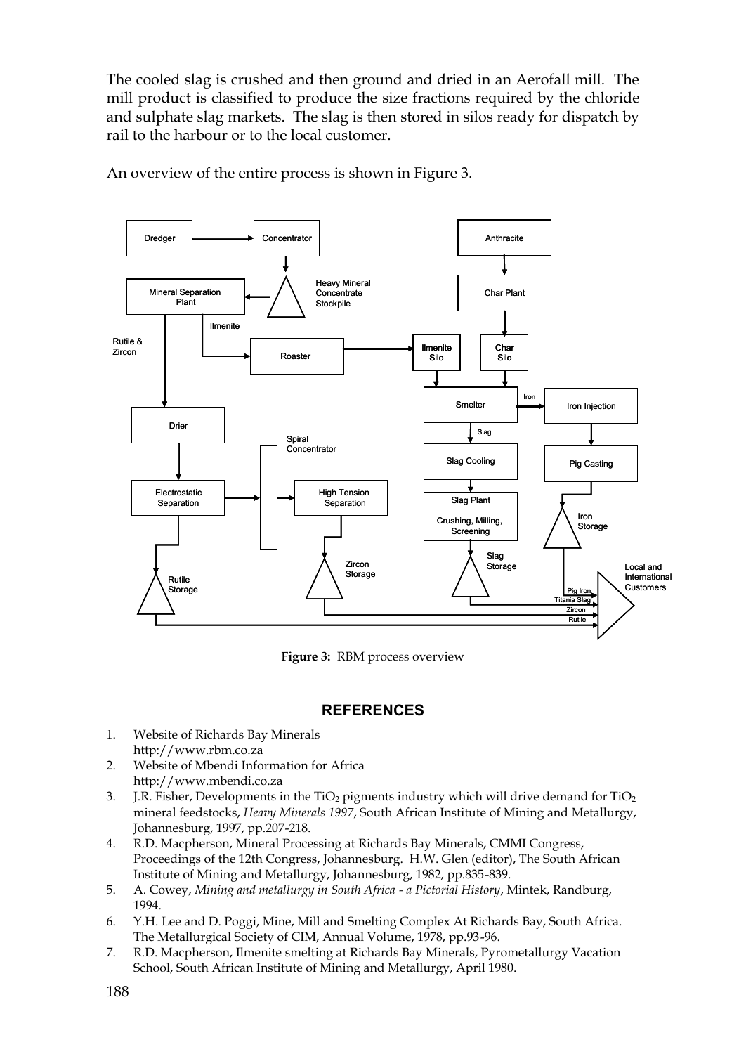The cooled slag is crushed and then ground and dried in an Aerofall mill. The mill product is classified to produce the size fractions required by the chloride and sulphate slag markets. The slag is then stored in silos ready for dispatch by rail to the harbour or to the local customer.

An overview of the entire process is shown in Figure 3.

Dredger
Concentrator
Heavy Mineral Concentrate Stockpile
Mineral Separation Plant
Ilmenite
Rutile & Zircon
Roaster
Anthracite
Char Plant
Ilmenite Silo
Char Silo
Smelter
Iron
Iron Injection
Slag
Drier
Spiral Concentrator
Slag Cooling
Pig Casting
Electrostatic Separation
High Tension Separation
Slag Plant
Crushing, Milling, Screening
Iron Storage
Slag Storage
Zircon Storage
Rutile Storage
Local and International Customers
Pig Iron
Titania Slag
Zircon
Rutile

**Figure 3:** RBM process overview

## REFERENCES

1. Website of Richards Bay Minerals
   http://www.rbm.co.za
2. Website of Mbendi Information for Africa
   http://www.mbendi.co.za
3. J.R. Fisher, Developments in the $TiO_2$ pigments industry which will drive demand for $TiO_2$ mineral feedstocks, *Heavy Minerals 1997*, South African Institute of Mining and Metallurgy, Johannesburg, 1997, pp.207-218.
4. R.D. Macpherson, Mineral Processing at Richards Bay Minerals, CMMI Congress, Proceedings of the 12th Congress, Johannesburg. H.W. Glen (editor), The South African Institute of Mining and Metallurgy, Johannesburg, 1982, pp.835-839.
5. A. Cowey, *Mining and metallurgy in South Africa - a Pictorial History*, Mintek, Randburg, 1994.
6. Y.H. Lee and D. Poggi, Mine, Mill and Smelting Complex At Richards Bay, South Africa. The Metallurgical Society of CIM, Annual Volume, 1978, pp.93-96.
7. R.D. Macpherson, Ilmenite smelting at Richards Bay Minerals, Pyrometallurgy Vacation School, South African Institute of Mining and Metallurgy, April 1980.